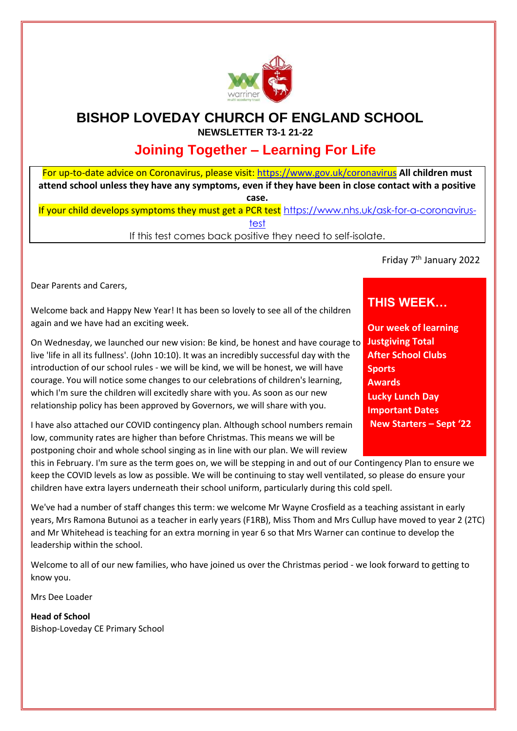# BISHOP LOVEDAY CHURCH OF ENGLAND SCHOOL

**NEWSLETTER T3-1 21-22**

## Joining Together – Learning For Life

For up-to-date advice on Coronavirus, please visit: https://www.gov.uk/coronavirus **All children must attend school unless they have any symptoms, even if they have been in close contact with a positive case.**

If your child develops symptoms they must get a PCR test https://www.nhs.uk/ask-for-a-coronavirus-test

If this test comes back positive they need to self-isolate.

Friday 7th January 2022

## THIS WEEK…

**Our week of learning**
**Justgiving Total**
**After School Clubs**
**Sports**
**Awards**
**Lucky Lunch Day**
**Important Dates**
**New Starters – Sept '22**

Dear Parents and Carers,

Welcome back and Happy New Year! It has been so lovely to see all of the children again and we have had an exciting week.

On Wednesday, we launched our new vision: Be kind, be honest and have courage to live 'life in all its fullness'. (John 10:10). It was an incredibly successful day with the introduction of our school rules - we will be kind, we will be honest, we will have courage. You will notice some changes to our celebrations of children's learning, which I'm sure the children will excitedly share with you. As soon as our new relationship policy has been approved by Governors, we will share with you.

I have also attached our COVID contingency plan. Although school numbers remain low, community rates are higher than before Christmas. This means we will be postponing choir and whole school singing as in line with our plan. We will review this in February. I'm sure as the term goes on, we will be stepping in and out of our Contingency Plan to ensure we keep the COVID levels as low as possible. We will be continuing to stay well ventilated, so please do ensure your children have extra layers underneath their school uniform, particularly during this cold spell.

We've had a number of staff changes this term: we welcome Mr Wayne Crosfield as a teaching assistant in early years, Mrs Ramona Butunoi as a teacher in early years (F1RB), Miss Thom and Mrs Cullup have moved to year 2 (2TC) and Mr Whitehead is teaching for an extra morning in year 6 so that Mrs Warner can continue to develop the leadership within the school.

Welcome to all of our new families, who have joined us over the Christmas period - we look forward to getting to know you.

Mrs Dee Loader

**Head of School**
Bishop-Loveday CE Primary School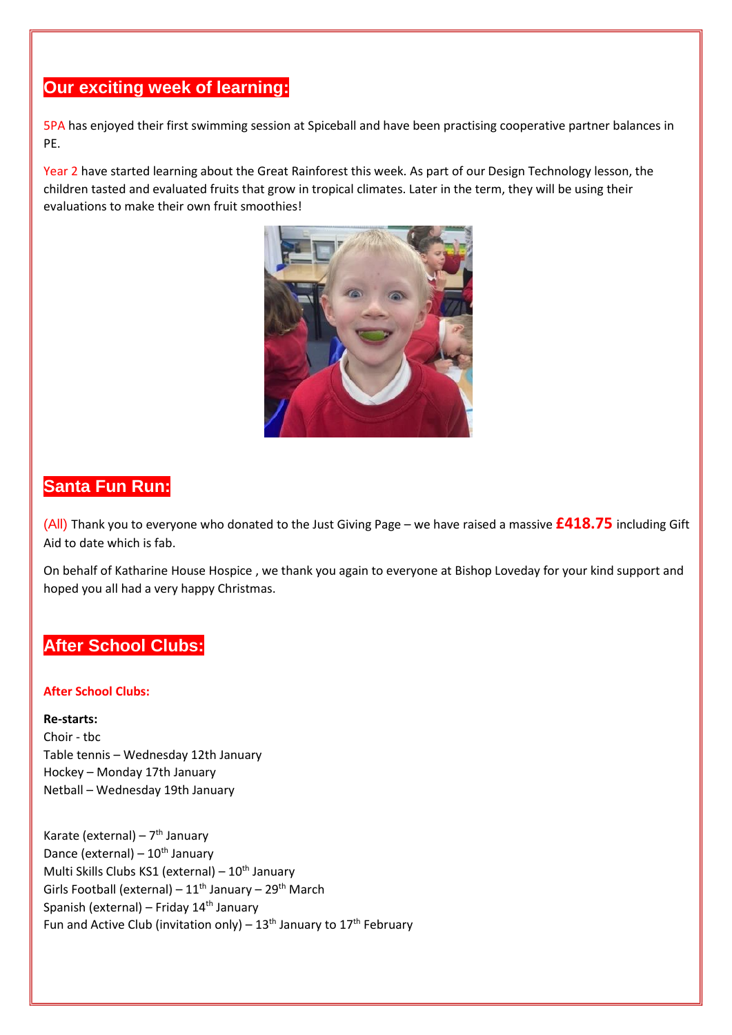## Our exciting week of learning:

5PA has enjoyed their first swimming session at Spiceball and have been practising cooperative partner balances in PE.

Year 2 have started learning about the Great Rainforest this week. As part of our Design Technology lesson, the children tasted and evaluated fruits that grow in tropical climates. Later in the term, they will be using their evaluations to make their own fruit smoothies!

## Santa Fun Run:

(All) Thank you to everyone who donated to the Just Giving Page – we have raised a massive **£418.75** including Gift Aid to date which is fab.

On behalf of Katharine House Hospice , we thank you again to everyone at Bishop Loveday for your kind support and hoped you all had a very happy Christmas.

## After School Clubs:

**After School Clubs:**

**Re-starts:**
Choir - tbc
Table tennis – Wednesday 12th January
Hockey – Monday 17th January
Netball – Wednesday 19th January

Karate (external) – 7th January
Dance (external) – 10th January
Multi Skills Clubs KS1 (external) – 10th January
Girls Football (external) – 11th January – 29th March
Spanish (external) – Friday 14th January
Fun and Active Club (invitation only) – 13th January to 17th February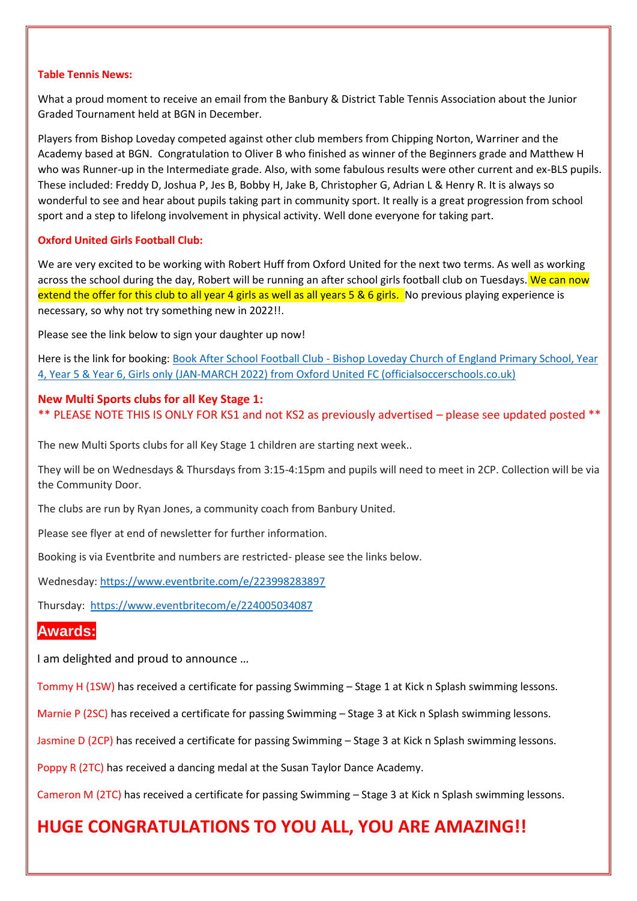**Table Tennis News:**

What a proud moment to receive an email from the Banbury & District Table Tennis Association about the Junior Graded Tournament held at BGN in December.

Players from Bishop Loveday competed against other club members from Chipping Norton, Warriner and the Academy based at BGN. Congratulation to Oliver B who finished as winner of the Beginners grade and Matthew H who was Runner-up in the Intermediate grade. Also, with some fabulous results were other current and ex-BLS pupils. These included: Freddy D, Joshua P, Jes B, Bobby H, Jake B, Christopher G, Adrian L & Henry R. It is always so wonderful to see and hear about pupils taking part in community sport. It really is a great progression from school sport and a step to lifelong involvement in physical activity. Well done everyone for taking part.

**Oxford United Girls Football Club:**

We are very excited to be working with Robert Huff from Oxford United for the next two terms. As well as working across the school during the day, Robert will be running an after school girls football club on Tuesdays. We can now extend the offer for this club to all year 4 girls as well as all years 5 & 6 girls. No previous playing experience is necessary, so why not try something new in 2022!!.

Please see the link below to sign your daughter up now!

Here is the link for booking: [Book After School Football Club - Bishop Loveday Church of England Primary School, Year 4, Year 5 & Year 6, Girls only (JAN-MARCH 2022) from Oxford United FC (officialsoccerschools.co.uk)]

**New Multi Sports clubs for all Key Stage 1:**
** PLEASE NOTE THIS IS ONLY FOR KS1 and not KS2 as previously advertised – please see updated posted **

The new Multi Sports clubs for all Key Stage 1 children are starting next week..

They will be on Wednesdays & Thursdays from 3:15-4:15pm and pupils will need to meet in 2CP. Collection will be via the Community Door.

The clubs are run by Ryan Jones, a community coach from Banbury United.

Please see flyer at end of newsletter for further information.

Booking is via Eventbrite and numbers are restricted- please see the links below.

Wednesday: https://www.eventbrite.com/e/223998283897

Thursday: https://www.eventbritecom/e/224005034087

## Awards:

I am delighted and proud to announce …

Tommy H (1SW) has received a certificate for passing Swimming – Stage 1 at Kick n Splash swimming lessons.

Marnie P (2SC) has received a certificate for passing Swimming – Stage 3 at Kick n Splash swimming lessons.

Jasmine D (2CP) has received a certificate for passing Swimming – Stage 3 at Kick n Splash swimming lessons.

Poppy R (2TC) has received a dancing medal at the Susan Taylor Dance Academy.

Cameron M (2TC) has received a certificate for passing Swimming – Stage 3 at Kick n Splash swimming lessons.

## HUGE CONGRATULATIONS TO YOU ALL, YOU ARE AMAZING!!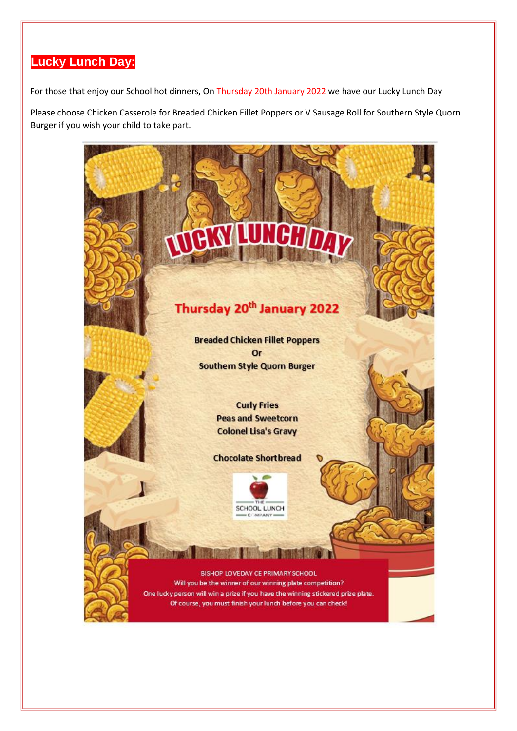## Lucky Lunch Day:

For those that enjoy our School hot dinners, On Thursday 20th January 2022 we have our Lucky Lunch Day

Please choose Chicken Casserole for Breaded Chicken Fillet Poppers or V Sausage Roll for Southern Style Quorn Burger if you wish your child to take part.

# LUCKY LUNCH DAY

**Thursday 20th January 2022**

**Breaded Chicken Fillet Poppers**
**Or**
**Southern Style Quorn Burger**

**Curly Fries**
**Peas and Sweetcorn**
**Colonel Lisa's Gravy**

**Chocolate Shortbread**

THE SCHOOL LUNCH COMPANY

BISHOP LOVEDAY CE PRIMARY SCHOOL
Will you be the winner of our winning plate competition?
One lucky person will win a prize if you have the winning stickered prize plate.
Of course, you must finish your lunch before you can check!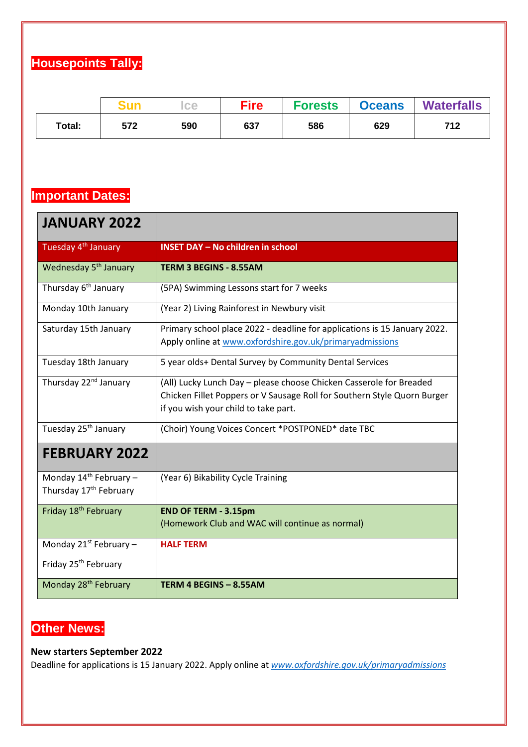## Housepoints Tally:

| | Sun | Ice | Fire | Forests | Oceans | Waterfalls |
|---|---|---|---|---|---|---|
| **Total:** | **572** | **590** | **637** | **586** | **629** | **712** |

## Important Dates:

| JANUARY 2022 | |
|---|---|
| Tuesday 4th January | **INSET DAY – No children in school** |
| Wednesday 5th January | **TERM 3 BEGINS - 8.55AM** |
| Thursday 6th January | (5PA) Swimming Lessons start for 7 weeks |
| Monday 10th January | (Year 2) Living Rainforest in Newbury visit |
| Saturday 15th January | Primary school place 2022 - deadline for applications is 15 January 2022. Apply online at www.oxfordshire.gov.uk/primaryadmissions |
| Tuesday 18th January | 5 year olds+ Dental Survey by Community Dental Services |
| Thursday 22nd January | (All) Lucky Lunch Day – please choose Chicken Casserole for Breaded Chicken Fillet Poppers or V Sausage Roll for Southern Style Quorn Burger if you wish your child to take part. |
| Tuesday 25th January | (Choir) Young Voices Concert *POSTPONED* date TBC |
| **FEBRUARY 2022** | |
| Monday 14th February – Thursday 17th February | (Year 6) Bikability Cycle Training |
| Friday 18th February | **END OF TERM - 3.15pm** (Homework Club and WAC will continue as normal) |
| Monday 21st February – Friday 25th February | **HALF TERM** |
| Monday 28th February | **TERM 4 BEGINS – 8.55AM** |

## Other News:

**New starters September 2022**
Deadline for applications is 15 January 2022. Apply online at *www.oxfordshire.gov.uk/primaryadmissions*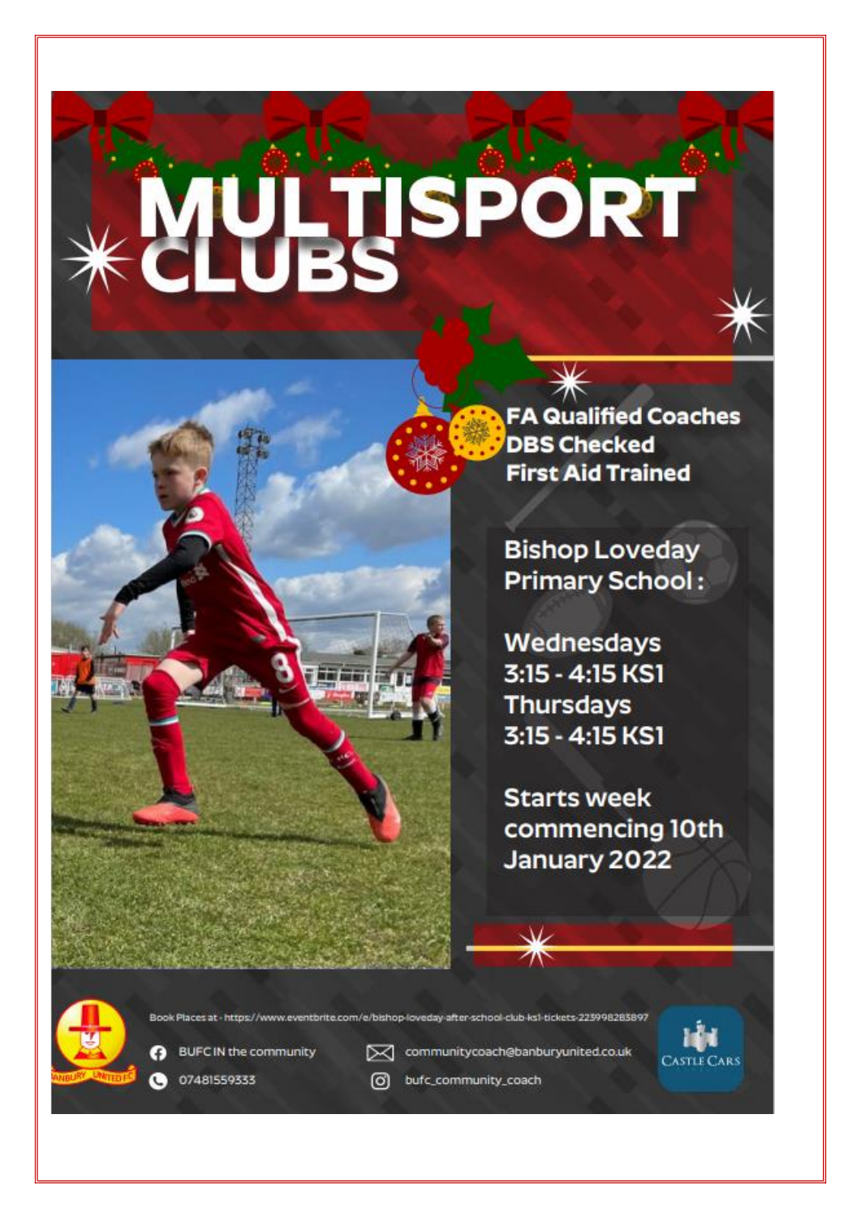# MULTISPORT CLUBS

**FA Qualified Coaches**
**DBS Checked**
**First Aid Trained**

**Bishop Loveday Primary School :**

**Wednesdays**
**3:15 - 4:15 KS1**
**Thursdays**
**3:15 - 4:15 KS1**

**Starts week commencing 10th January 2022**

Book Places at - https://www.eventbrite.com/e/bishop-loveday-after-school-club-ks1-tickets-223998283897

BUFC IN the community

07481559333

communitycoach@banburyunited.co.uk

bufc_community_coach

BANBURY UNITED FC

CASTLE CARS